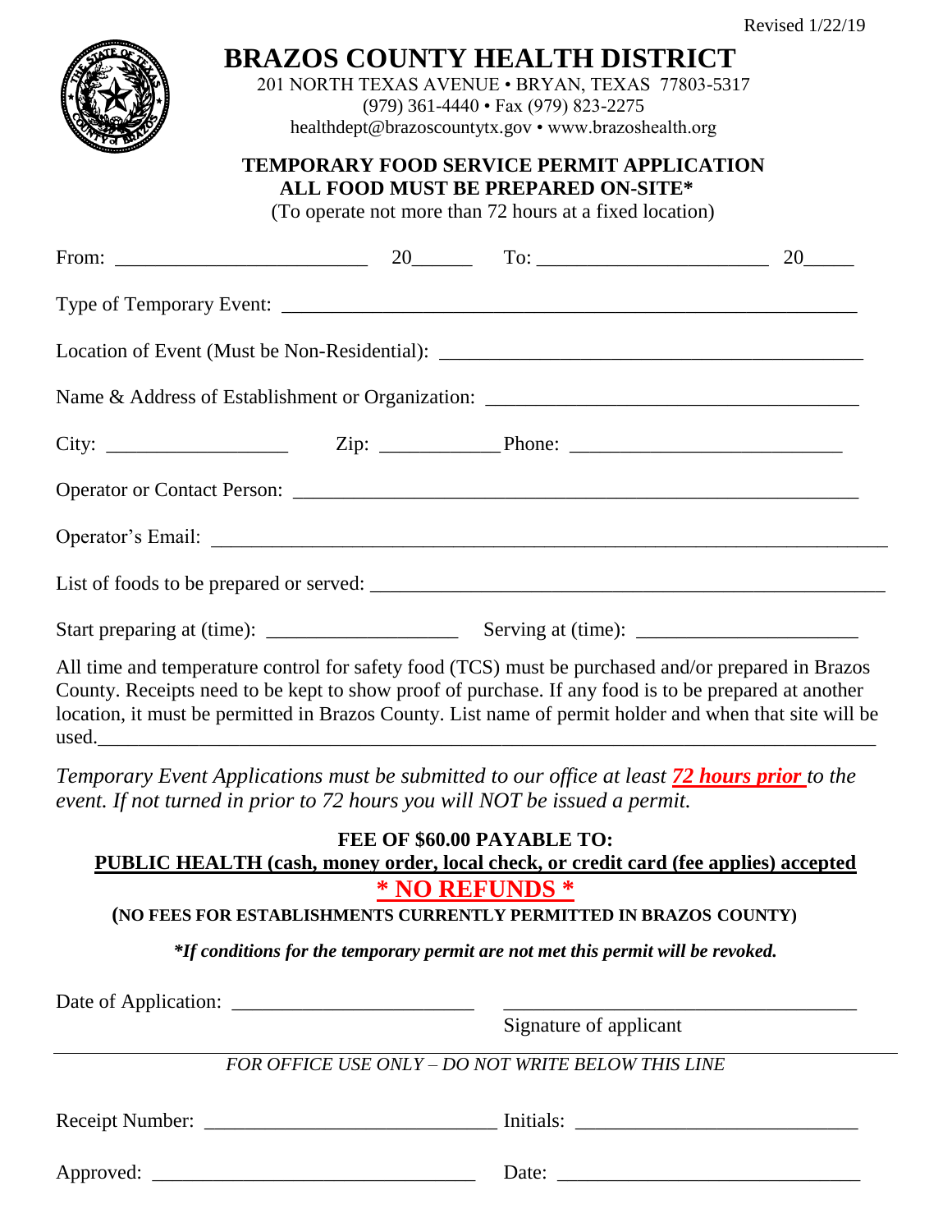Revised 1/22/19

# BRAZOS COUNTY HEALTH DISTRICT

201 NORTH TEXAS AVENUE • BRYAN, TEXAS 77803-5317
(979) 361-4440 • Fax (979) 823-2275
healthdept@brazoscountytx.gov • www.brazoshealth.org

## TEMPORARY FOOD SERVICE PERMIT APPLICATION
## ALL FOOD MUST BE PREPARED ON-SITE*

(To operate not more than 72 hours at a fixed location)

From: ________________________ 20______ To: ______________________ 20_____

Type of Temporary Event: ____________________________________________________________

Location of Event (Must be Non-Residential): ___________________________________________

Name & Address of Establishment or Organization: ____________________________________

City: _________________ Zip: ___________ Phone: __________________________

Operator or Contact Person: _________________________________________________________

Operator's Email: _________________________________________________________________

List of foods to be prepared or served: _______________________________________________

Start preparing at (time): ___________________ Serving at (time): _____________________

All time and temperature control for safety food (TCS) must be purchased and/or prepared in Brazos County. Receipts need to be kept to show proof of purchase. If any food is to be prepared at another location, it must be permitted in Brazos County. List name of permit holder and when that site will be used.__________________________________________________________________________

*Temporary Event Applications must be submitted to our office at least **72 hours prior** to the event. If not turned in prior to 72 hours you will NOT be issued a permit.*

**FEE OF $60.00 PAYABLE TO:**

**PUBLIC HEALTH (cash, money order, local check, or credit card (fee applies) accepted**

**\* NO REFUNDS \***

**(NO FEES FOR ESTABLISHMENTS CURRENTLY PERMITTED IN BRAZOS COUNTY)**

***If conditions for the temporary permit are not met this permit will be revoked.***

Date of Application: ________________________ ___________________________________
Signature of applicant

---

*FOR OFFICE USE ONLY – DO NOT WRITE BELOW THIS LINE*

Receipt Number: ____________________________ Initials: ___________________________

Approved: ________________________________ Date: _____________________________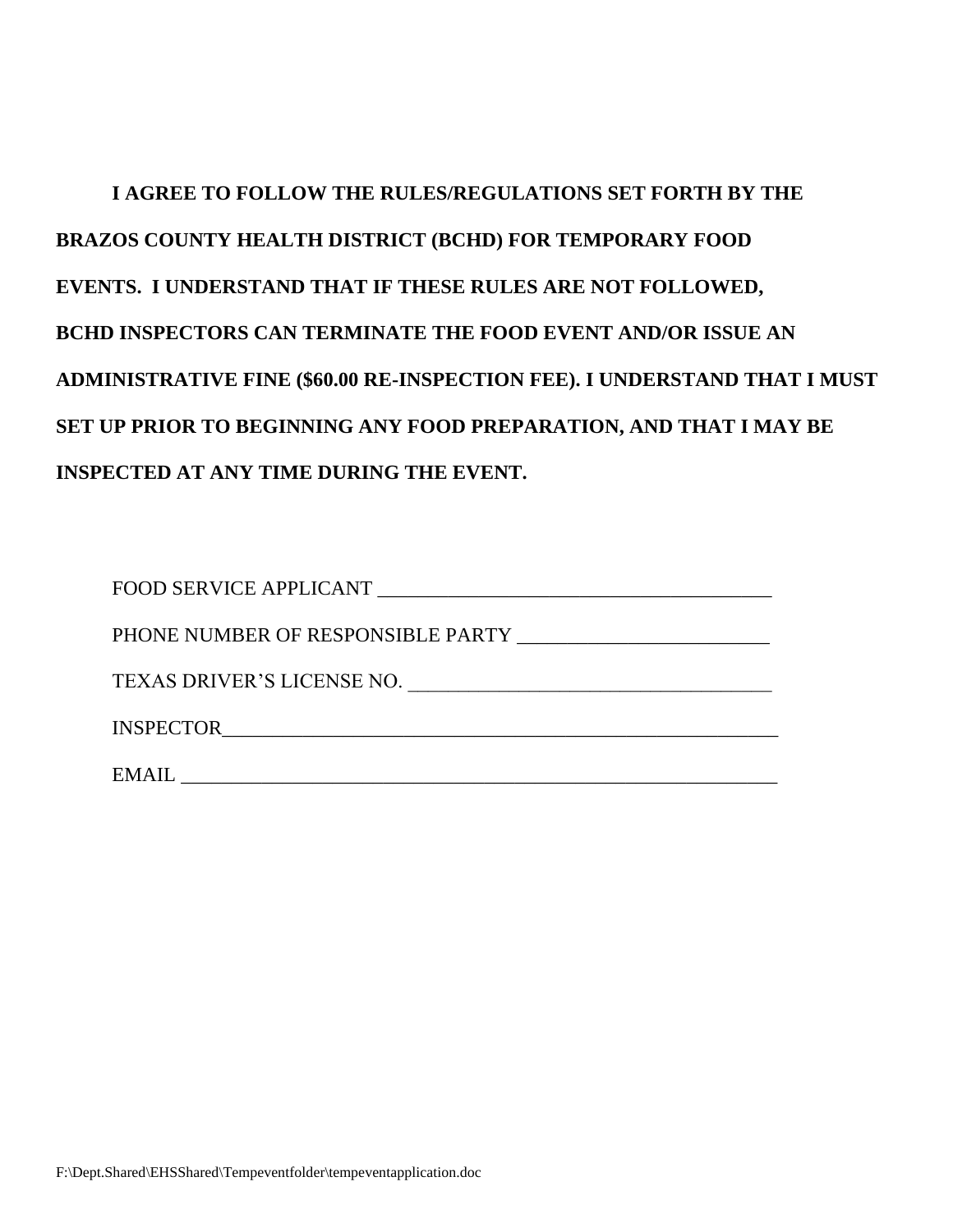**I AGREE TO FOLLOW THE RULES/REGULATIONS SET FORTH BY THE BRAZOS COUNTY HEALTH DISTRICT (BCHD) FOR TEMPORARY FOOD EVENTS. I UNDERSTAND THAT IF THESE RULES ARE NOT FOLLOWED, BCHD INSPECTORS CAN TERMINATE THE FOOD EVENT AND/OR ISSUE AN ADMINISTRATIVE FINE ($60.00 RE-INSPECTION FEE). I UNDERSTAND THAT I MUST SET UP PRIOR TO BEGINNING ANY FOOD PREPARATION, AND THAT I MAY BE INSPECTED AT ANY TIME DURING THE EVENT.**

FOOD SERVICE APPLICANT _______________________________________

PHONE NUMBER OF RESPONSIBLE PARTY _________________________

TEXAS DRIVER'S LICENSE NO. ____________________________________

INSPECTOR__________________________________________________________

EMAIL ____________________________________________________________

F:\Dept.Shared\EHSShared\Tempeventfolder\tempeventapplication.doc